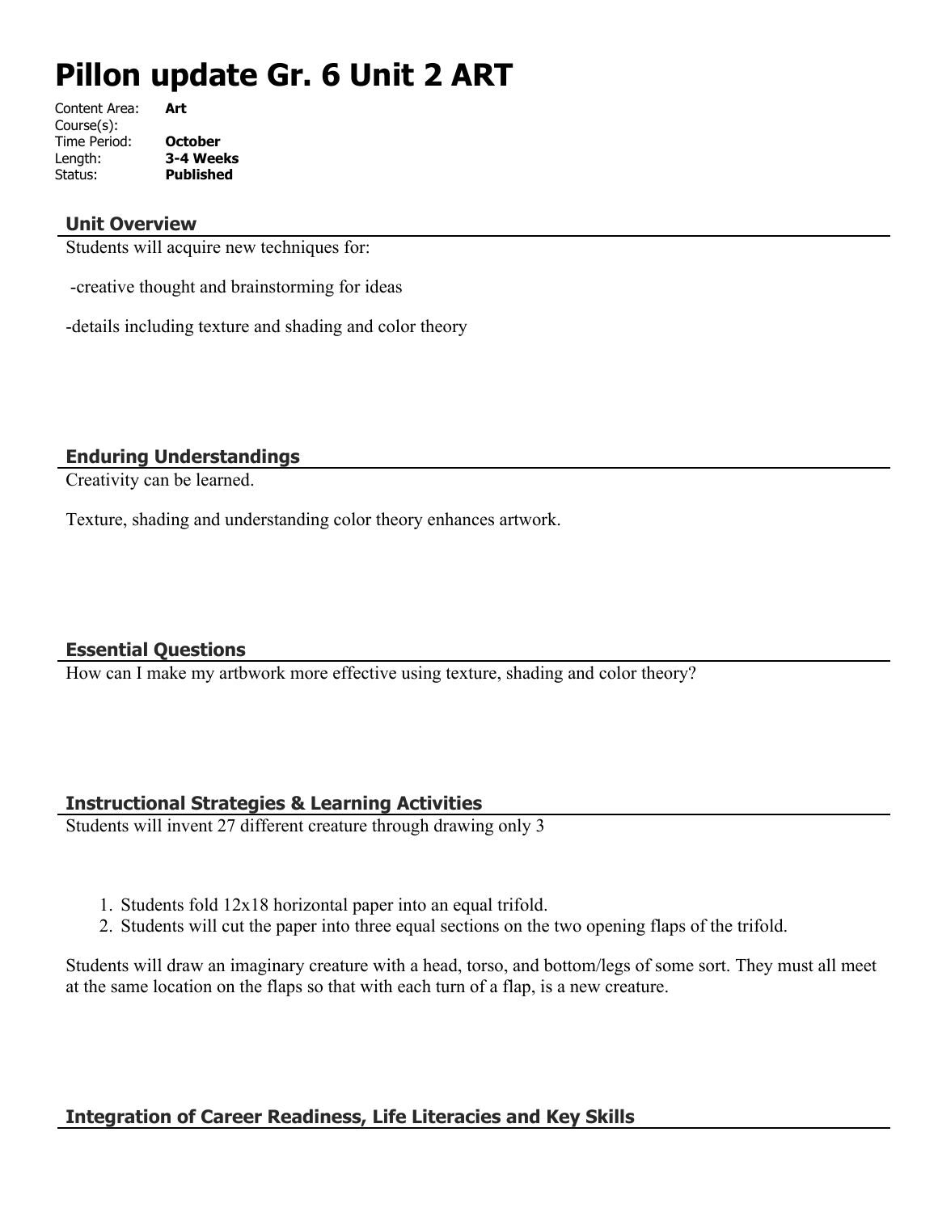# Pillon update Gr. 6 Unit 2 ART

Content Area: **Art**
Course(s):
Time Period: **October**
Length: **3-4 Weeks**
Status: **Published**

## Unit Overview

Students will acquire new techniques for:

-creative thought and brainstorming for ideas

-details including texture and shading and color theory

## Enduring Understandings

Creativity can be learned.

Texture, shading and understanding color theory enhances artwork.

## Essential Questions

How can I make my artbwork more effective using texture, shading and color theory?

## Instructional Strategies & Learning Activities

Students will invent 27 different creature through drawing only 3

1. Students fold 12x18 horizontal paper into an equal trifold.
2. Students will cut the paper into three equal sections on the two opening flaps of the trifold.

Students will draw an imaginary creature with a head, torso, and bottom/legs of some sort. They must all meet at the same location on the flaps so that with each turn of a flap, is a new creature.

## Integration of Career Readiness, Life Literacies and Key Skills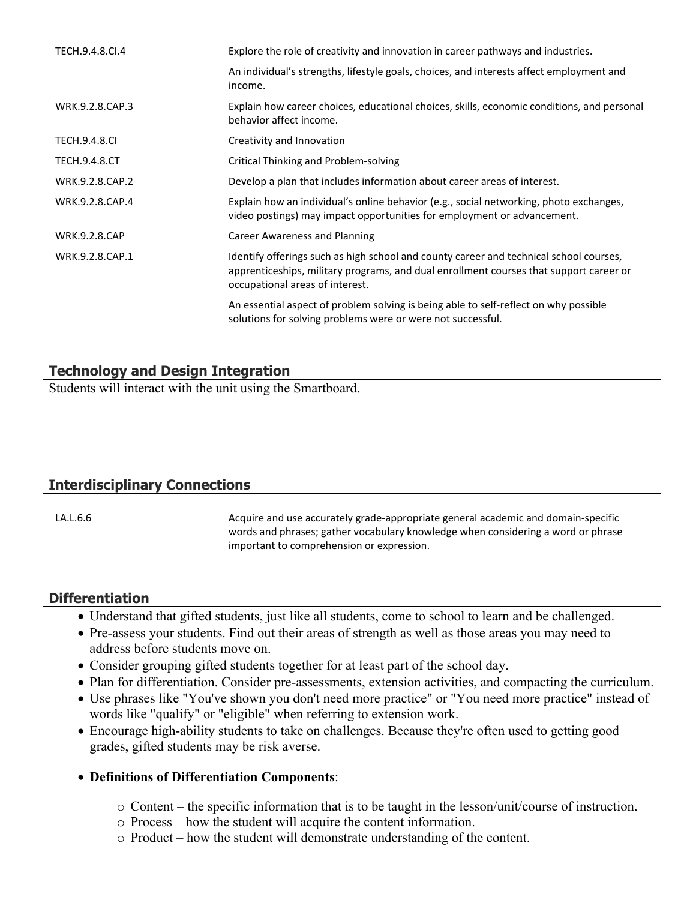| | |
|---|---|
| TECH.9.4.8.CI.4 | Explore the role of creativity and innovation in career pathways and industries. |
| | An individual's strengths, lifestyle goals, choices, and interests affect employment and income. |
| WRK.9.2.8.CAP.3 | Explain how career choices, educational choices, skills, economic conditions, and personal behavior affect income. |
| TECH.9.4.8.CI | Creativity and Innovation |
| TECH.9.4.8.CT | Critical Thinking and Problem-solving |
| WRK.9.2.8.CAP.2 | Develop a plan that includes information about career areas of interest. |
| WRK.9.2.8.CAP.4 | Explain how an individual's online behavior (e.g., social networking, photo exchanges, video postings) may impact opportunities for employment or advancement. |
| WRK.9.2.8.CAP | Career Awareness and Planning |
| WRK.9.2.8.CAP.1 | Identify offerings such as high school and county career and technical school courses, apprenticeships, military programs, and dual enrollment courses that support career or occupational areas of interest. |
| | An essential aspect of problem solving is being able to self-reflect on why possible solutions for solving problems were or were not successful. |

## Technology and Design Integration

Students will interact with the unit using the Smartboard.

## Interdisciplinary Connections

| | |
|---|---|
| LA.L.6.6 | Acquire and use accurately grade-appropriate general academic and domain-specific words and phrases; gather vocabulary knowledge when considering a word or phrase important to comprehension or expression. |

## Differentiation

- Understand that gifted students, just like all students, come to school to learn and be challenged.
- Pre-assess your students. Find out their areas of strength as well as those areas you may need to address before students move on.
- Consider grouping gifted students together for at least part of the school day.
- Plan for differentiation. Consider pre-assessments, extension activities, and compacting the curriculum.
- Use phrases like "You've shown you don't need more practice" or "You need more practice" instead of words like "qualify" or "eligible" when referring to extension work.
- Encourage high-ability students to take on challenges. Because they're often used to getting good grades, gifted students may be risk averse.

- **Definitions of Differentiation Components**:
  - Content – the specific information that is to be taught in the lesson/unit/course of instruction.
  - Process – how the student will acquire the content information.
  - Product – how the student will demonstrate understanding of the content.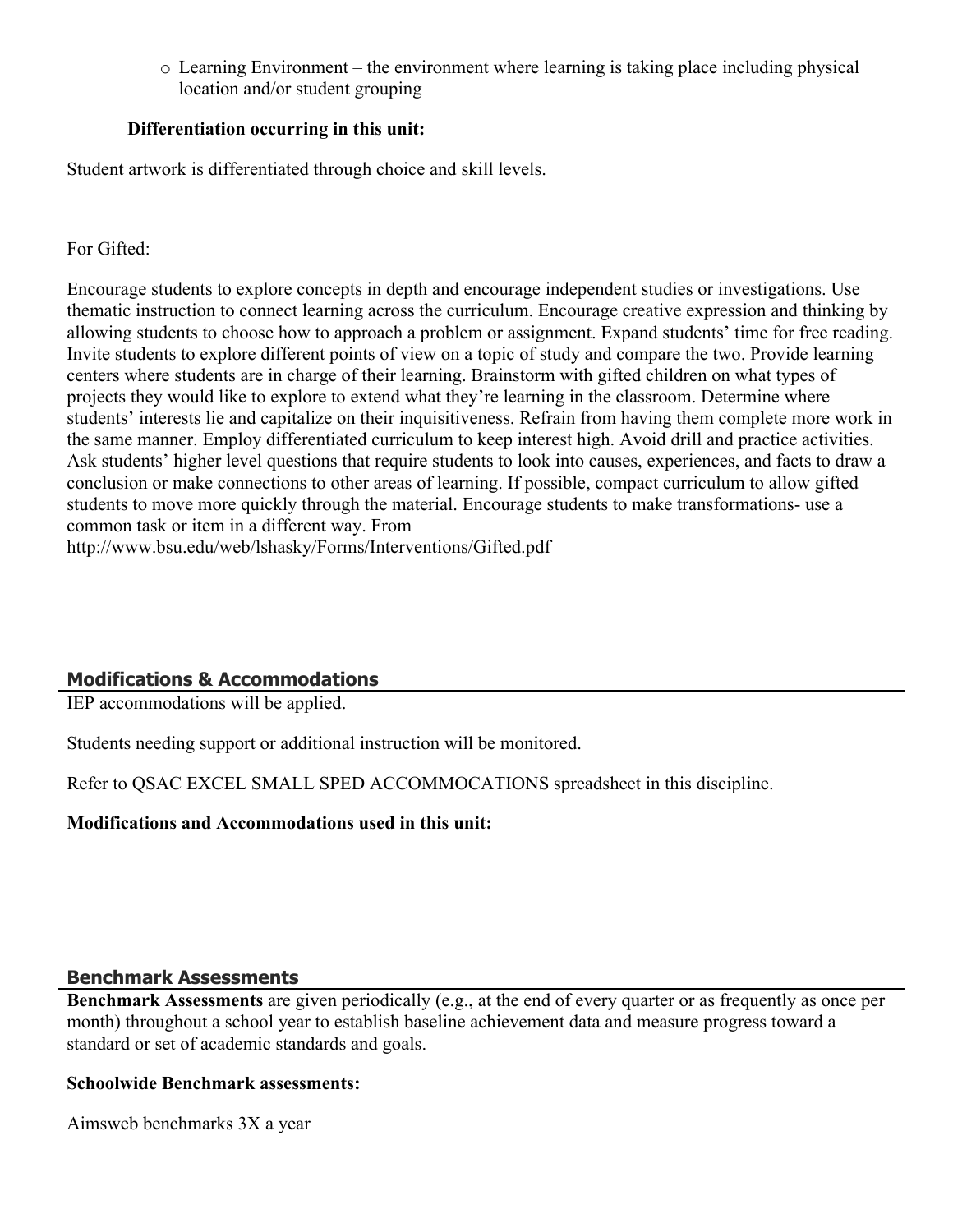- Learning Environment – the environment where learning is taking place including physical location and/or student grouping

**Differentiation occurring in this unit:**

Student artwork is differentiated through choice and skill levels.

For Gifted:

Encourage students to explore concepts in depth and encourage independent studies or investigations. Use thematic instruction to connect learning across the curriculum. Encourage creative expression and thinking by allowing students to choose how to approach a problem or assignment. Expand students' time for free reading. Invite students to explore different points of view on a topic of study and compare the two. Provide learning centers where students are in charge of their learning. Brainstorm with gifted children on what types of projects they would like to explore to extend what they're learning in the classroom. Determine where students' interests lie and capitalize on their inquisitiveness. Refrain from having them complete more work in the same manner. Employ differentiated curriculum to keep interest high. Avoid drill and practice activities. Ask students' higher level questions that require students to look into causes, experiences, and facts to draw a conclusion or make connections to other areas of learning. If possible, compact curriculum to allow gifted students to move more quickly through the material. Encourage students to make transformations- use a common task or item in a different way. From http://www.bsu.edu/web/lshasky/Forms/Interventions/Gifted.pdf

## Modifications & Accommodations

IEP accommodations will be applied.

Students needing support or additional instruction will be monitored.

Refer to QSAC EXCEL SMALL SPED ACCOMMOCATIONS spreadsheet in this discipline.

**Modifications and Accommodations used in this unit:**

## Benchmark Assessments

**Benchmark Assessments** are given periodically (e.g., at the end of every quarter or as frequently as once per month) throughout a school year to establish baseline achievement data and measure progress toward a standard or set of academic standards and goals.

**Schoolwide Benchmark assessments:**

Aimsweb benchmarks 3X a year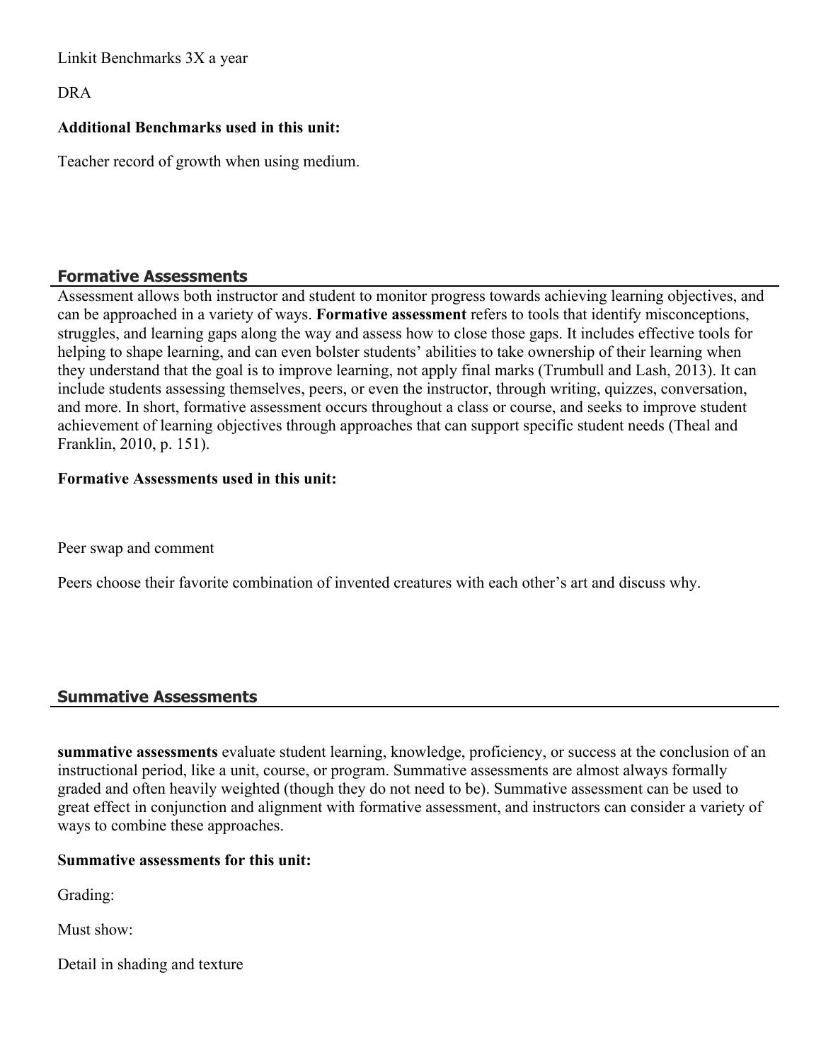Linkit Benchmarks 3X a year

DRA

**Additional Benchmarks used in this unit:**

Teacher record of growth when using medium.

## Formative Assessments

Assessment allows both instructor and student to monitor progress towards achieving learning objectives, and can be approached in a variety of ways. **Formative assessment** refers to tools that identify misconceptions, struggles, and learning gaps along the way and assess how to close those gaps. It includes effective tools for helping to shape learning, and can even bolster students' abilities to take ownership of their learning when they understand that the goal is to improve learning, not apply final marks (Trumbull and Lash, 2013). It can include students assessing themselves, peers, or even the instructor, through writing, quizzes, conversation, and more. In short, formative assessment occurs throughout a class or course, and seeks to improve student achievement of learning objectives through approaches that can support specific student needs (Theal and Franklin, 2010, p. 151).

**Formative Assessments used in this unit:**

Peer swap and comment

Peers choose their favorite combination of invented creatures with each other's art and discuss why.

## Summative Assessments

**summative assessments** evaluate student learning, knowledge, proficiency, or success at the conclusion of an instructional period, like a unit, course, or program. Summative assessments are almost always formally graded and often heavily weighted (though they do not need to be). Summative assessment can be used to great effect in conjunction and alignment with formative assessment, and instructors can consider a variety of ways to combine these approaches.

**Summative assessments for this unit:**

Grading:

Must show:

Detail in shading and texture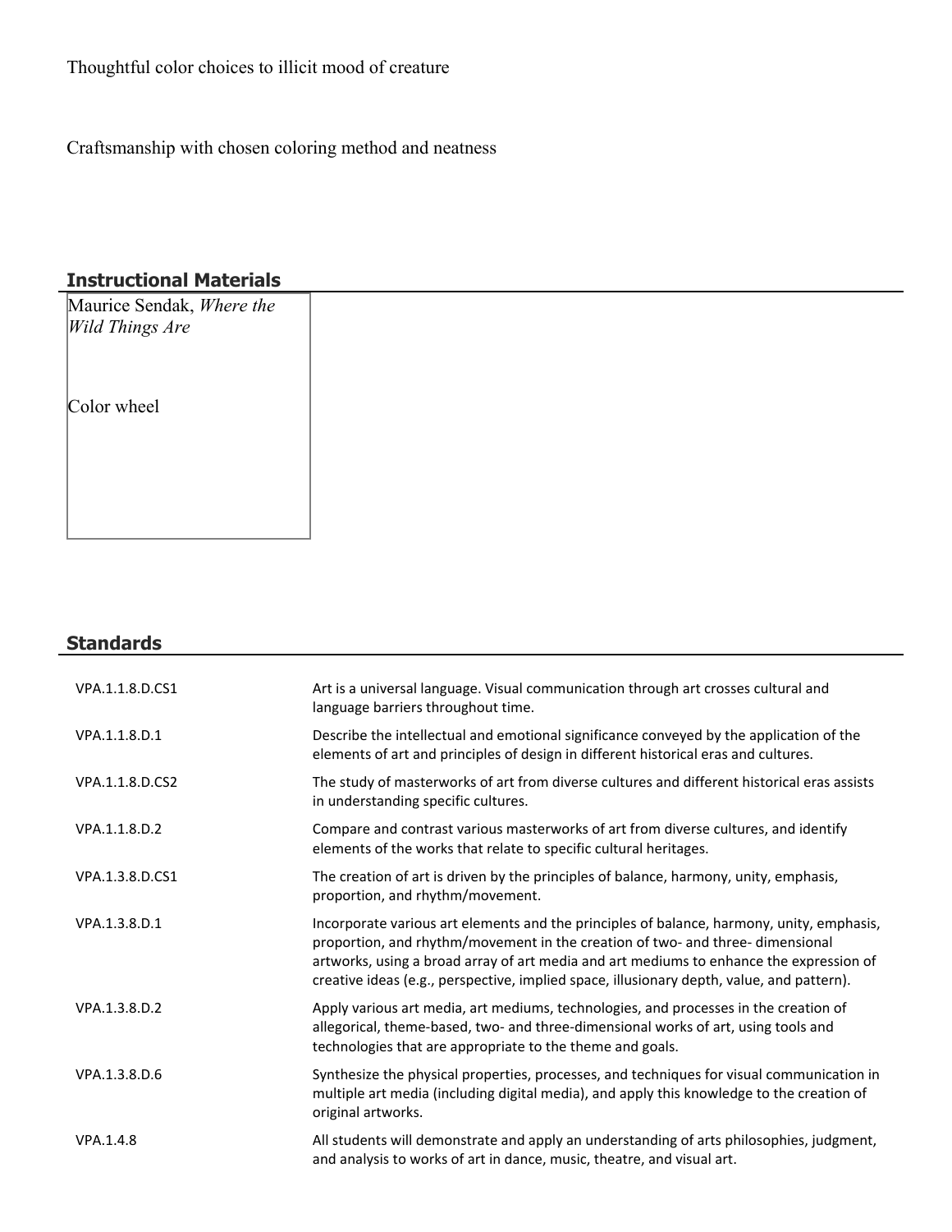Thoughtful color choices to illicit mood of creature

Craftsmanship with chosen coloring method and neatness

## Instructional Materials

Maurice Sendak, *Where the Wild Things Are*

Color wheel

## Standards

| | |
|---|---|
| VPA.1.1.8.D.CS1 | Art is a universal language. Visual communication through art crosses cultural and language barriers throughout time. |
| VPA.1.1.8.D.1 | Describe the intellectual and emotional significance conveyed by the application of the elements of art and principles of design in different historical eras and cultures. |
| VPA.1.1.8.D.CS2 | The study of masterworks of art from diverse cultures and different historical eras assists in understanding specific cultures. |
| VPA.1.1.8.D.2 | Compare and contrast various masterworks of art from diverse cultures, and identify elements of the works that relate to specific cultural heritages. |
| VPA.1.3.8.D.CS1 | The creation of art is driven by the principles of balance, harmony, unity, emphasis, proportion, and rhythm/movement. |
| VPA.1.3.8.D.1 | Incorporate various art elements and the principles of balance, harmony, unity, emphasis, proportion, and rhythm/movement in the creation of two- and three- dimensional artworks, using a broad array of art media and art mediums to enhance the expression of creative ideas (e.g., perspective, implied space, illusionary depth, value, and pattern). |
| VPA.1.3.8.D.2 | Apply various art media, art mediums, technologies, and processes in the creation of allegorical, theme-based, two- and three-dimensional works of art, using tools and technologies that are appropriate to the theme and goals. |
| VPA.1.3.8.D.6 | Synthesize the physical properties, processes, and techniques for visual communication in multiple art media (including digital media), and apply this knowledge to the creation of original artworks. |
| VPA.1.4.8 | All students will demonstrate and apply an understanding of arts philosophies, judgment, and analysis to works of art in dance, music, theatre, and visual art. |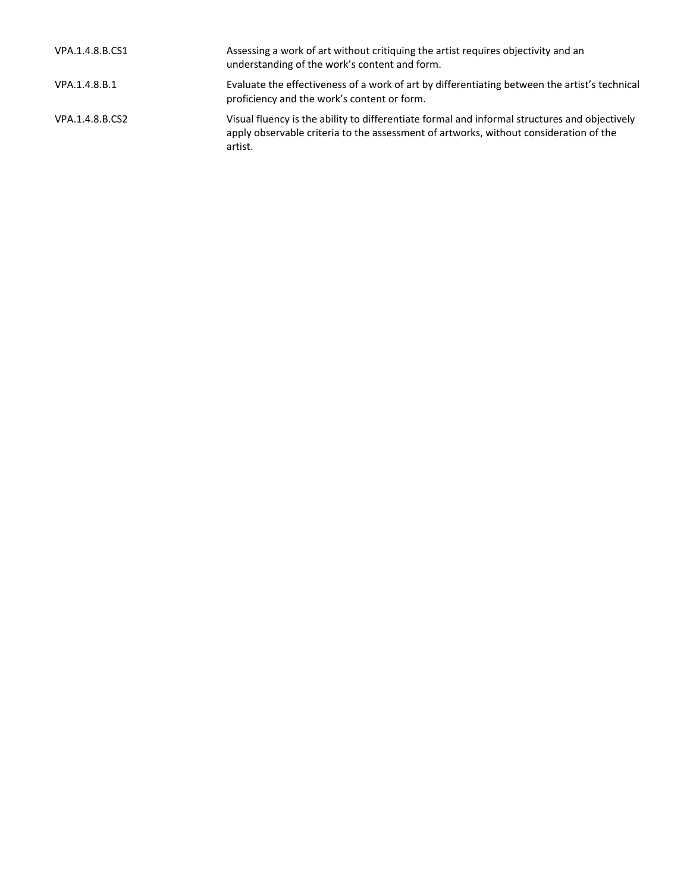| | |
|---|---|
| VPA.1.4.8.B.CS1 | Assessing a work of art without critiquing the artist requires objectivity and an understanding of the work's content and form. |
| VPA.1.4.8.B.1 | Evaluate the effectiveness of a work of art by differentiating between the artist's technical proficiency and the work's content or form. |
| VPA.1.4.8.B.CS2 | Visual fluency is the ability to differentiate formal and informal structures and objectively apply observable criteria to the assessment of artworks, without consideration of the artist. |